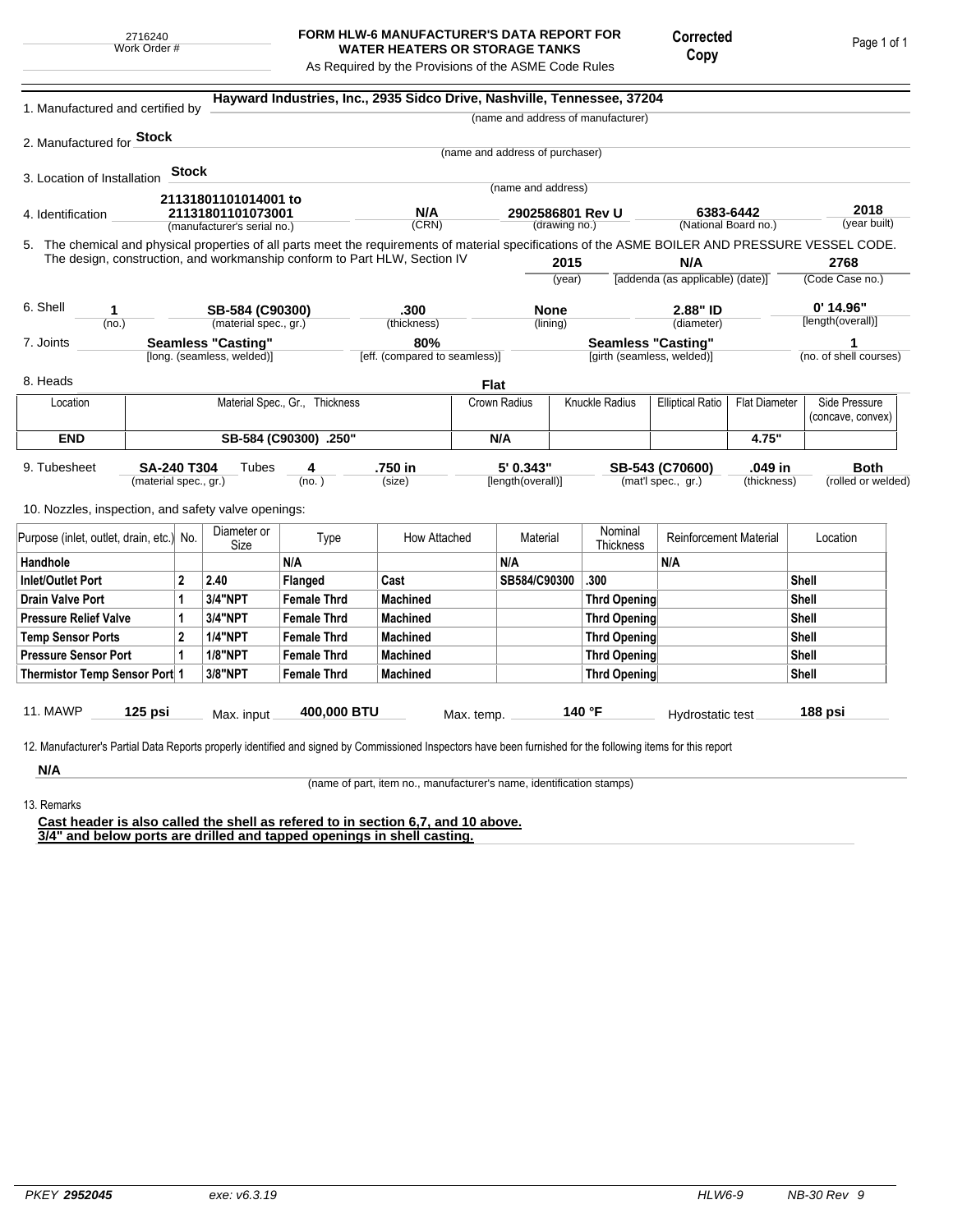2716240
Work Order #

**FORM HLW-6 MANUFACTURER'S DATA REPORT FOR WATER HEATERS OR STORAGE TANKS**
As Required by the Provisions of the ASME Code Rules

**Corrected Copy**

1. Manufactured and certified by **Hayward Industries, Inc., 2935 Sidco Drive, Nashville, Tennessee, 37204**
(name and address of manufacturer)

2. Manufactured for **Stock**
(name and address of purchaser)

3. Location of Installation **Stock**
(name and address)

4. Identification **21131801101014001 to 21131801101073001** (manufacturer's serial no.) | **N/A** (CRN) | **2902586801 Rev U** (drawing no.) | **6383-6442** (National Board no.) | **2018** (year built)

5. The chemical and physical properties of all parts meet the requirements of material specifications of the ASME BOILER AND PRESSURE VESSEL CODE. The design, construction, and workmanship conform to Part HLW, Section IV **2015** (year) | **N/A** [addenda (as applicable) (date)] | **2768** (Code Case no.)

6. Shell **1** (no.) | **SB-584 (C90300)** (material spec., gr.) | **.300** (thickness) | **None** (lining) | **2.88" ID** (diameter) | **0' 14.96"** [length(overall)]

7. Joints **Seamless "Casting"** [long. (seamless, welded)] | **80%** [eff. (compared to seamless)] | **Seamless "Casting"** [girth (seamless, welded)] | **1** (no. of shell courses)

8. Heads **Flat**

| Location | Material Spec., Gr., Thickness | Crown Radius | Knuckle Radius | Elliptical Ratio | Flat Diameter | Side Pressure (concave, convex) |
|---|---|---|---|---|---|---|
| **END** | **SB-584 (C90300) .250"** | **N/A** | | | **4.75"** | |

9. Tubesheet **SA-240 T304** (material spec., gr.) Tubes **4** (no.) | **.750 in** (size) | **5' 0.343"** [length(overall)] | **SB-543 (C70600)** (mat'l spec., gr.) | **.049 in** (thickness) | **Both** (rolled or welded)

10. Nozzles, inspection, and safety valve openings:

| Purpose (inlet, outlet, drain, etc.) | No. | Diameter or Size | Type | How Attached | Material | Nominal Thickness | Reinforcement Material | Location |
|---|---|---|---|---|---|---|---|---|
| **Handhole** | | | **N/A** | | **N/A** | | **N/A** | |
| **Inlet/Outlet Port** | **2** | **2.40** | **Flanged** | **Cast** | **SB584/C90300** | **.300** | | **Shell** |
| **Drain Valve Port** | **1** | **3/4"NPT** | **Female Thrd** | **Machined** | | **Thrd Opening** | | **Shell** |
| **Pressure Relief Valve** | **1** | **3/4"NPT** | **Female Thrd** | **Machined** | | **Thrd Opening** | | **Shell** |
| **Temp Sensor Ports** | **2** | **1/4"NPT** | **Female Thrd** | **Machined** | | **Thrd Opening** | | **Shell** |
| **Pressure Sensor Port** | **1** | **1/8"NPT** | **Female Thrd** | **Machined** | | **Thrd Opening** | | **Shell** |
| **Thermistor Temp Sensor Port** | **1** | **3/8"NPT** | **Female Thrd** | **Machined** | | **Thrd Opening** | | **Shell** |

11. MAWP **125 psi** Max. input **400,000 BTU** Max. temp. **140 °F** Hydrostatic test **188 psi**

12. Manufacturer's Partial Data Reports properly identified and signed by Commissioned Inspectors have been furnished for the following items for this report

**N/A**
(name of part, item no., manufacturer's name, identification stamps)

13. Remarks

**Cast header is also called the shell as refered to in section 6,7, and 10 above.**
**3/4" and below ports are drilled and tapped openings in shell casting.**

PKEY **2952045** exe: v6.3.19 HLW6-9 NB-30 Rev 9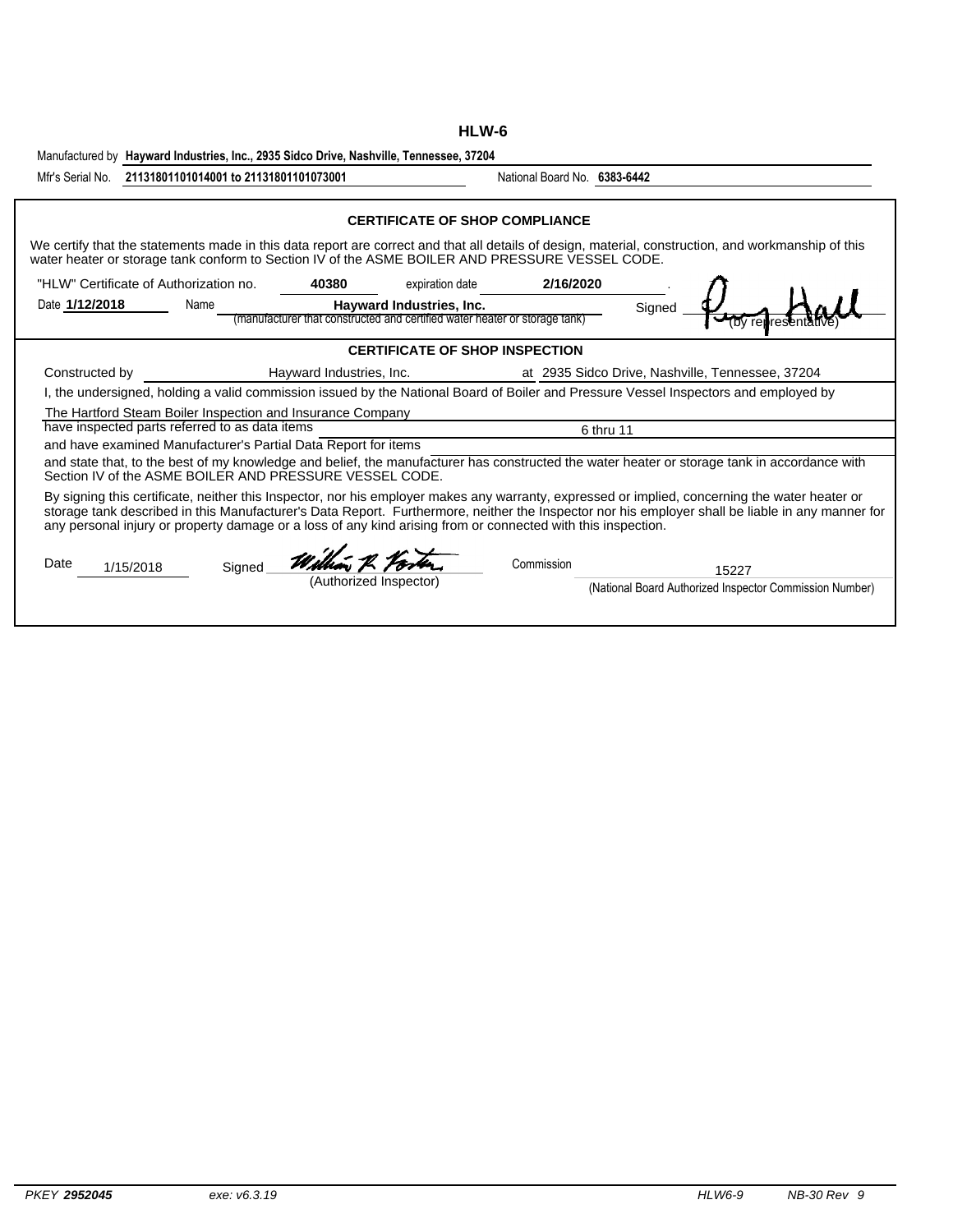# HLW-6

Manufactured by **Hayward Industries, Inc., 2935 Sidco Drive, Nashville, Tennessee, 37204**

Mfr's Serial No. **21131801101014001 to 21131801101073001** National Board No. **6383-6442**

## CERTIFICATE OF SHOP COMPLIANCE

We certify that the statements made in this data report are correct and that all details of design, material, construction, and workmanship of this water heater or storage tank conform to Section IV of the ASME BOILER AND PRESSURE VESSEL CODE.

"HLW" Certificate of Authorization no. **40380** expiration date **2/16/2020**.

Date **1/12/2018** Name **Hayward Industries, Inc.** Signed (signature)
(manufacturer that constructed and certified water heater or storage tank) (by representative)

## CERTIFICATE OF SHOP INSPECTION

Constructed by Hayward Industries, Inc. at 2935 Sidco Drive, Nashville, Tennessee, 37204

I, the undersigned, holding a valid commission issued by the National Board of Boiler and Pressure Vessel Inspectors and employed by The Hartford Steam Boiler Inspection and Insurance Company

have inspected parts referred to as data items 6 thru 11

and have examined Manufacturer's Partial Data Report for items

and state that, to the best of my knowledge and belief, the manufacturer has constructed the water heater or storage tank in accordance with Section IV of the ASME BOILER AND PRESSURE VESSEL CODE.

By signing this certificate, neither this Inspector, nor his employer makes any warranty, expressed or implied, concerning the water heater or storage tank described in this Manufacturer's Data Report. Furthermore, neither the Inspector nor his employer shall be liable in any manner for any personal injury or property damage or a loss of any kind arising from or connected with this inspection.

Date 1/15/2018 Signed (signature) Commission 15227
(Authorized Inspector) (National Board Authorized Inspector Commission Number)

*PKEY 2952045* *exe: v6.3.19* *HLW6-9* *NB-30 Rev 9*